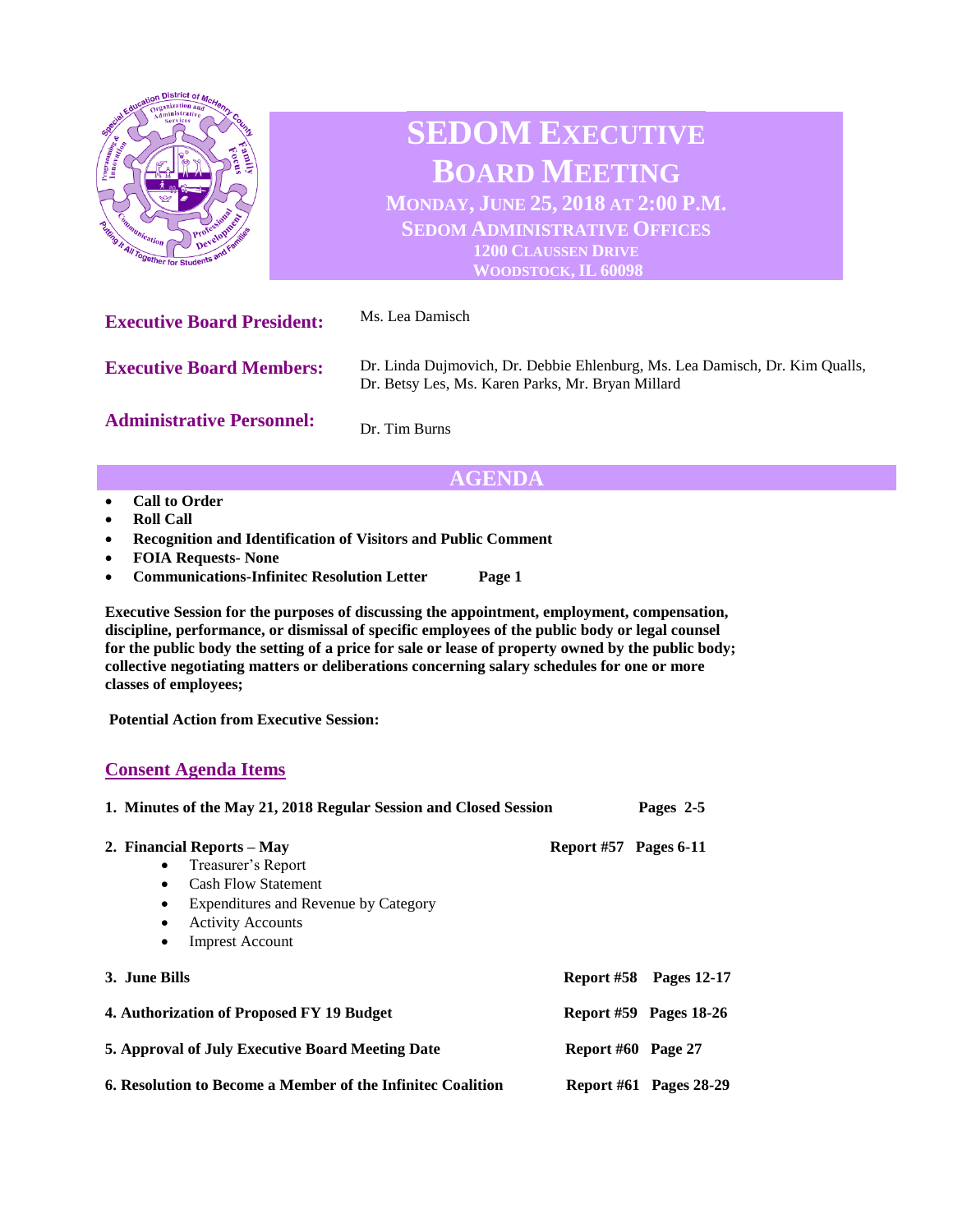# SEDOM Executive Board Meeting

**Monday, June 25, 2018 at 2:00 P.M.**
**SEDOM Administrative Offices**
**1200 Claussen Drive**
**Woodstock, IL 60098**

**Executive Board President:** Ms. Lea Damisch

**Executive Board Members:** Dr. Linda Dujmovich, Dr. Debbie Ehlenburg, Ms. Lea Damisch, Dr. Kim Qualls, Dr. Betsy Les, Ms. Karen Parks, Mr. Bryan Millard

**Administrative Personnel:** Dr. Tim Burns

## AGENDA

- **Call to Order**
- **Roll Call**
- **Recognition and Identification of Visitors and Public Comment**
- **FOIA Requests- None**
- **Communications-Infinitec Resolution Letter** — **Page 1**

**Executive Session for the purposes of discussing the appointment, employment, compensation, discipline, performance, or dismissal of specific employees of the public body or legal counsel for the public body the setting of a price for sale or lease of property owned by the public body; collective negotiating matters or deliberations concerning salary schedules for one or more classes of employees;**

**Potential Action from Executive Session:**

## Consent Agenda Items

**1. Minutes of the May 21, 2018 Regular Session and Closed Session** — **Pages 2-5**

**2. Financial Reports – May** — **Report #57 Pages 6-11**
- Treasurer's Report
- Cash Flow Statement
- Expenditures and Revenue by Category
- Activity Accounts
- Imprest Account

**3. June Bills** — **Report #58 Pages 12-17**

**4. Authorization of Proposed FY 19 Budget** — **Report #59 Pages 18-26**

**5. Approval of July Executive Board Meeting Date** — **Report #60 Page 27**

**6. Resolution to Become a Member of the Infinitec Coalition** — **Report #61 Pages 28-29**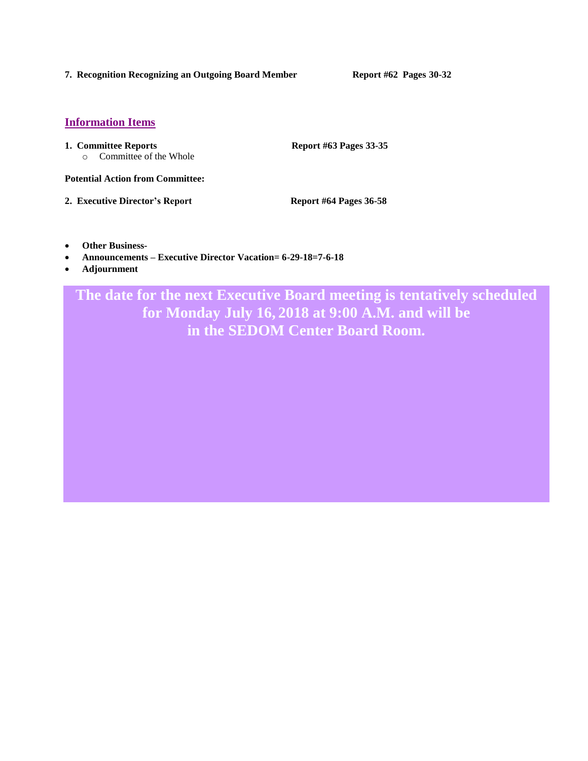**7. Recognition Recognizing an Outgoing Board Member** **Report #62 Pages 30-32**

## Information Items

1. **Committee Reports** **Report #63 Pages 33-35**
   - Committee of the Whole

**Potential Action from Committee:**

2. **Executive Director's Report** **Report #64 Pages 36-58**

- **Other Business-**
- **Announcements – Executive Director Vacation= 6-29-18=7-6-18**
- **Adjournment**

**The date for the next Executive Board meeting is tentatively scheduled for Monday July 16, 2018 at 9:00 A.M. and will be in the SEDOM Center Board Room.**